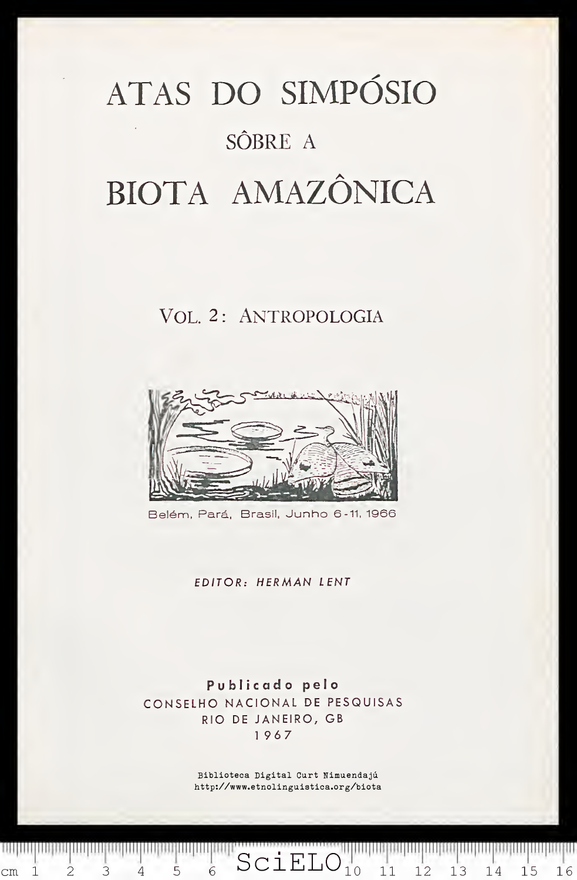# ATAS DO SIMPÓSIO

## SÔBRE A

# BIOTA AMAZÔNICA

## VOL. 2: ANTROPOLOGIA

Belém, Pará, Brasil, Junho 6 - 11, 1966

*EDITOR: HERMAN LENT*

**Publicado pelo**
CONSELHO NACIONAL DE PESQUISAS
RIO DE JANEIRO, GB
1967

Biblioteca Digital Curt Nimuendajú
http://www.etnolinguistica.org/biota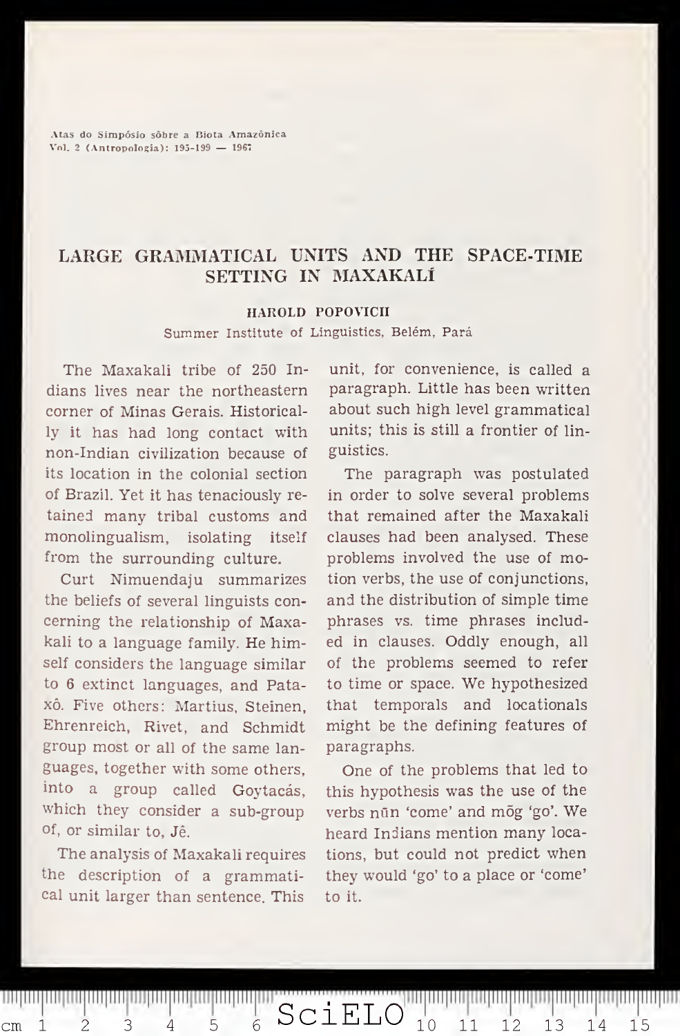# LARGE GRAMMATICAL UNITS AND THE SPACE-TIME SETTING IN MAXAKALÍ

**HAROLD POPOVICH**

Summer Institute of Linguistics, Belém, Pará

The Maxakali tribe of 250 Indians lives near the northeastern corner of Minas Gerais. Historically it has had long contact with non-Indian civilization because of its location in the colonial section of Brazil. Yet it has tenaciously retained many tribal customs and monolingualism, isolating itself from the surrounding culture.

Curt Nimuendaju summarizes the beliefs of several linguists concerning the relationship of Maxakali to a language family. He himself considers the language similar to 6 extinct languages, and Pataxô. Five others: Martius, Steinen, Ehrenreich, Rivet, and Schmidt group most or all of the same languages, together with some others, into a group called Goytacás, which they consider a sub-group of, or similar to, Jê.

The analysis of Maxakali requires the description of a grammatical unit larger than sentence. This unit, for convenience, is called a paragraph. Little has been written about such high level grammatical units; this is still a frontier of linguistics.

The paragraph was postulated in order to solve several problems that remained after the Maxakali clauses had been analysed. These problems involved the use of motion verbs, the use of conjunctions, and the distribution of simple time phrases vs. time phrases included in clauses. Oddly enough, all of the problems seemed to refer to time or space. We hypothesized that temporals and locationals might be the defining features of paragraphs.

One of the problems that led to this hypothesis was the use of the verbs nũn 'come' and mõg 'go'. We heard Indians mention many locations, but could not predict when they would 'go' to a place or 'come' to it.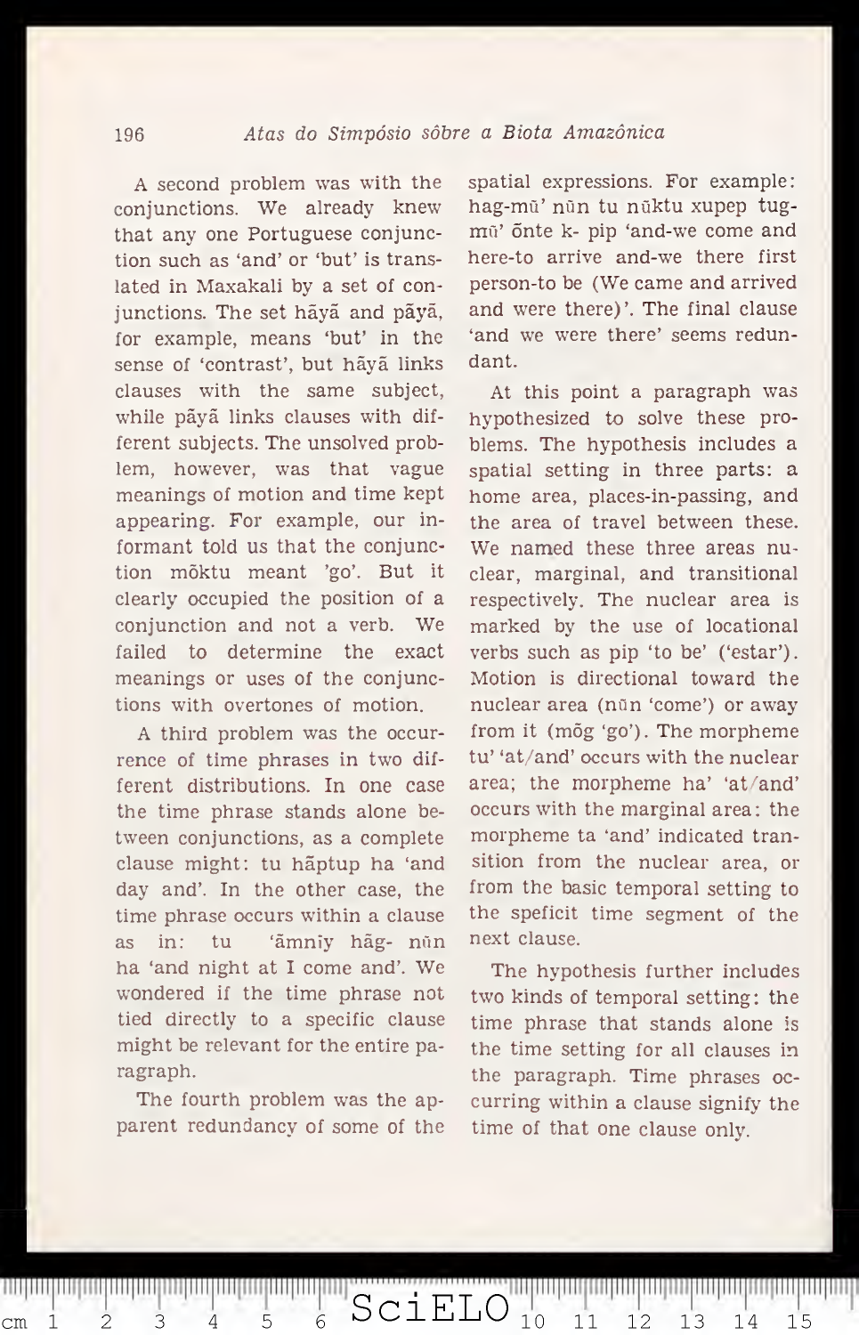A second problem was with the conjunctions. We already knew that any one Portuguese conjunction such as 'and' or 'but' is translated in Maxakali by a set of conjunctions. The set hãyã and pãyã, for example, means 'but' in the sense of 'contrast', but hãyã links clauses with the same subject, while pãyã links clauses with different subjects. The unsolved problem, however, was that vague meanings of motion and time kept appearing. For example, our informant told us that the conjunction mõktu meant 'go'. But it clearly occupied the position of a conjunction and not a verb. We failed to determine the exact meanings or uses of the conjunctions with overtones of motion.

A third problem was the occurrence of time phrases in two different distributions. In one case the time phrase stands alone between conjunctions, as a complete clause might: tu hãptup ha 'and day and'. In the other case, the time phrase occurs within a clause as in: tu 'ãmnĩy hãg- nũn ha 'and night at I come and'. We wondered if the time phrase not tied directly to a specific clause might be relevant for the entire paragraph.

The fourth problem was the apparent redundancy of some of the spatial expressions. For example: hag-mũ' nũn tu nũktu xupep tug-mũ' õnte k- pip 'and-we come and here-to arrive and-we there first person-to be (We came and arrived and were there)'. The final clause 'and we were there' seems redundant.

At this point a paragraph was hypothesized to solve these problems. The hypothesis includes a spatial setting in three parts: a home area, places-in-passing, and the area of travel between these. We named these three areas nuclear, marginal, and transitional respectively. The nuclear area is marked by the use of locational verbs such as pip 'to be' ('estar'). Motion is directional toward the nuclear area (nũn 'come') or away from it (mõg 'go'). The morpheme tu' 'at/and' occurs with the nuclear area; the morpheme ha' 'at/and' occurs with the marginal area: the morpheme ta 'and' indicated transition from the nuclear area, or from the basic temporal setting to the speficit time segment of the next clause.

The hypothesis further includes two kinds of temporal setting: the time phrase that stands alone is the time setting for all clauses in the paragraph. Time phrases occurring within a clause signify the time of that one clause only.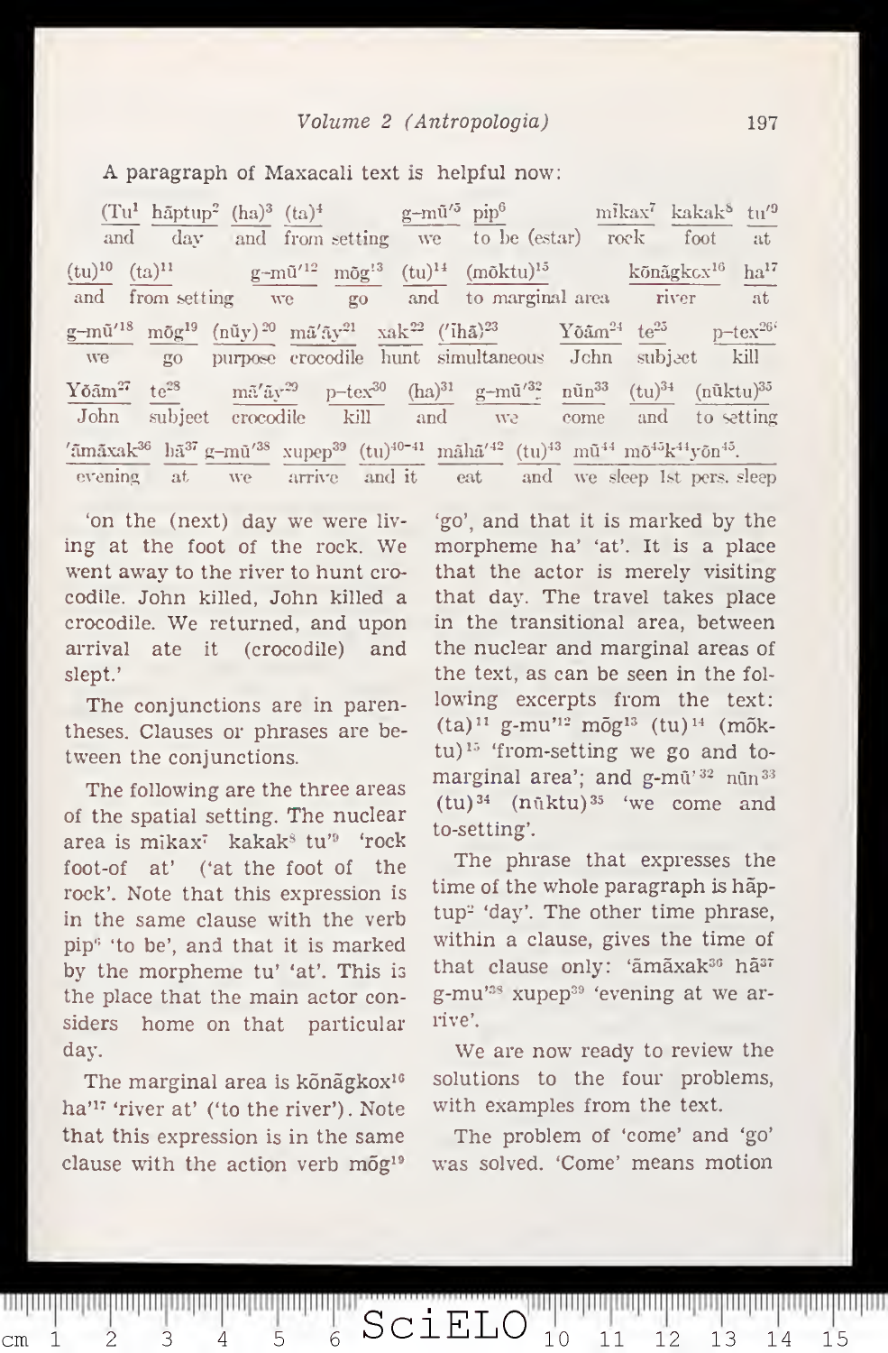A paragraph of Maxacali text is helpful now:

| (Tu[1] | hãptup[2] | (ha)[3] | (ta)[4] | g-mũ'[5] | pip[6] | mĩkax[7] | kakak[8] | tu'[9] |
|---|---|---|---|---|---|---|---|---|
| and | day | and | from setting | we | to be (estar) | rock | foot | at |

| (tu)[10] | (ta)[11] | g-mũ'[12] | mõg[13] | (tu)[14] | (mõktu)[15] | kõnãgkox[16] | ha'[17] |
|---|---|---|---|---|---|---|---|
| and | from setting | we | go | and | to marginal area | river | at |

| g-mũ'[18] | mõg[19] | (nũy)[20] | mã'ãy[21] | xak[22] | ('ĩhã)[23] | Yõãm[24] | te[25] | p-tex[26] |
|---|---|---|---|---|---|---|---|---|
| we | go | purpose | crocodile | hunt | simultaneous | John | subject | kill |

| Yõãm[27] | te[28] | mã'ãy[29] | p-tex[30] | (ha)[31] | g-mũ'[32] | nũn[33] | (tu)[34] | (nũktu)[35] |
|---|---|---|---|---|---|---|---|---|
| John | subject | crocodile | kill | and | we | come | and | to setting |

| 'ãmãxak[36] | hã[37] | g-mũ'[38] | xupep[39] | (tu)[40-41] | mãhã'[42] | (tu)[43] | mũ[44] mõ[45]k[44]yõn[45]. |
|---|---|---|---|---|---|---|---|
| evening | at | we | arrive | and it | eat | and | we sleep 1st pers. sleep |

'on the (next) day we were living at the foot of the rock. We went away to the river to hunt crocodile. John killed, John killed a crocodile. We returned, and upon arrival ate it (crocodile) and slept.'

The conjunctions are in parentheses. Clauses or phrases are between the conjunctions.

The following are the three areas of the spatial setting. The nuclear area is mikax[7] kakak[8] tu'[9] 'rock foot-of at' ('at the foot of the rock'. Note that this expression is in the same clause with the verb pip[6] 'to be', and that it is marked by the morpheme tu' 'at'. This is the place that the main actor considers home on that particular day.

The marginal area is kõnãgkox[16] ha'[17] 'river at' ('to the river'). Note that this expression is in the same clause with the action verb mõg[19] 'go', and that it is marked by the morpheme ha' 'at'. It is a place that the actor is merely visiting that day. The travel takes place in the transitional area, between the nuclear and marginal areas of the text, as can be seen in the following excerpts from the text: (ta)[11] g-mu'[12] mõg[13] (tu)[14] (mõktu)[15] 'from-setting we go and to-marginal area'; and g-mũ'[32] nũn[33] (tu)[34] (nũktu)[35] 'we come and to-setting'.

The phrase that expresses the time of the whole paragraph is hãptup[2] 'day'. The other time phrase, within a clause, gives the time of that clause only: 'ãmãxak[36] hã[37] g-mu'[38] xupep[39] 'evening at we arrive'.

We are now ready to review the solutions to the four problems, with examples from the text.

The problem of 'come' and 'go' was solved. 'Come' means motion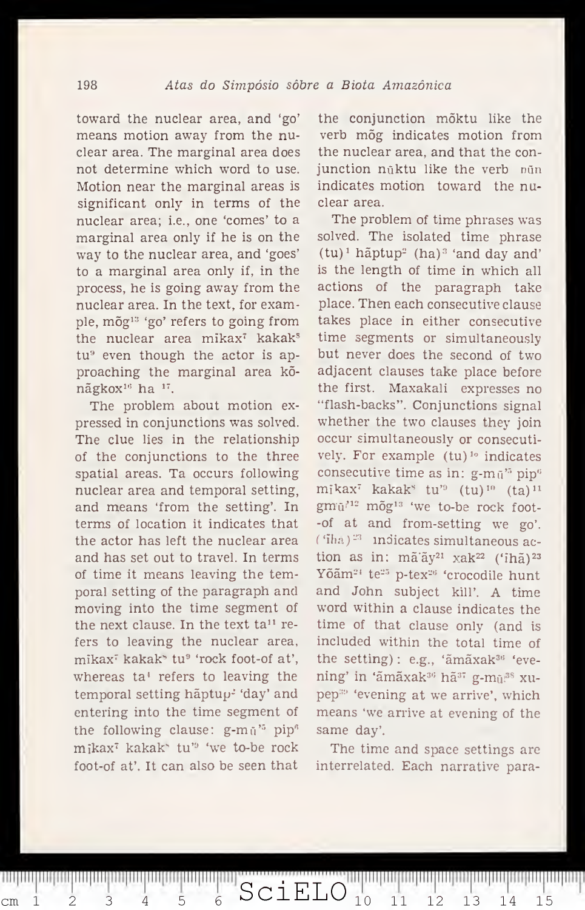toward the nuclear area, and 'go' means motion away from the nuclear area. The marginal area does not determine which word to use. Motion near the marginal areas is significant only in terms of the nuclear area; i.e., one 'comes' to a marginal area only if he is on the way to the nuclear area, and 'goes' to a marginal area only if, in the process, he is going away from the nuclear area. In the text, for example, mõg[13] 'go' refers to going from the nuclear area mĩkax[7] kakak[8] tu[9] even though the actor is approaching the marginal area kõnãgkox[16] ha [17].

The problem about motion expressed in conjunctions was solved. The clue lies in the relationship of the conjunctions to the three spatial areas. Ta occurs following nuclear area and temporal setting, and means 'from the setting'. In terms of location it indicates that the actor has left the nuclear area and has set out to travel. In terms of time it means leaving the temporal setting of the paragraph and moving into the time segment of the next clause. In the text ta[11] refers to leaving the nuclear area, mĩkax[7] kakak[8] tu[9] 'rock foot-of at', whereas ta[4] refers to leaving the temporal setting hãptup[2] 'day' and entering into the time segment of the following clause: g-mũ'[5] pip[6] mĩkax[7] kakak[8] tu'[9] 'we to-be rock foot-of at'. It can also be seen that the conjunction mõktu like the verb mõg indicates motion from the nuclear area, and that the conjunction nũktu like the verb nũn indicates motion toward the nuclear area.

The problem of time phrases was solved. The isolated time phrase (tu)[1] hãptup[2] (ha)[3] 'and day and' is the length of time in which all actions of the paragraph take place. Then each consecutive clause takes place in either consecutive time segments or simultaneously but never does the second of two adjacent clauses take place before the first. Maxakali expresses no "flash-backs". Conjunctions signal whether the two clauses they join occur simultaneously or consecutively. For example (tu)[10] indicates consecutive time as in: g-mũ'[5] pip[6] mĩkax[7] kakak[8] tu'[9] (tu)[10] (ta)[11] gmũ'[12] mõg[13] 'we to-be rock foot-of at and from-setting we go'. ('ĩhã)[23] indicates simultaneous action as in: mã'ãy[21] xak[22] ('ĩhã)[23] Yõãm[24] te[25] p-tex[26] 'crocodile hunt and John subject kill'. A time word within a clause indicates the time of that clause only (and is included within the total time of the setting): e.g., 'ãmãxak[36] 'evening' in 'ãmãxak[36] hã[37] g-mũ[38] xupep[39] 'evening at we arrive', which means 'we arrive at evening of the same day'.

The time and space settings are interrelated. Each narrative para-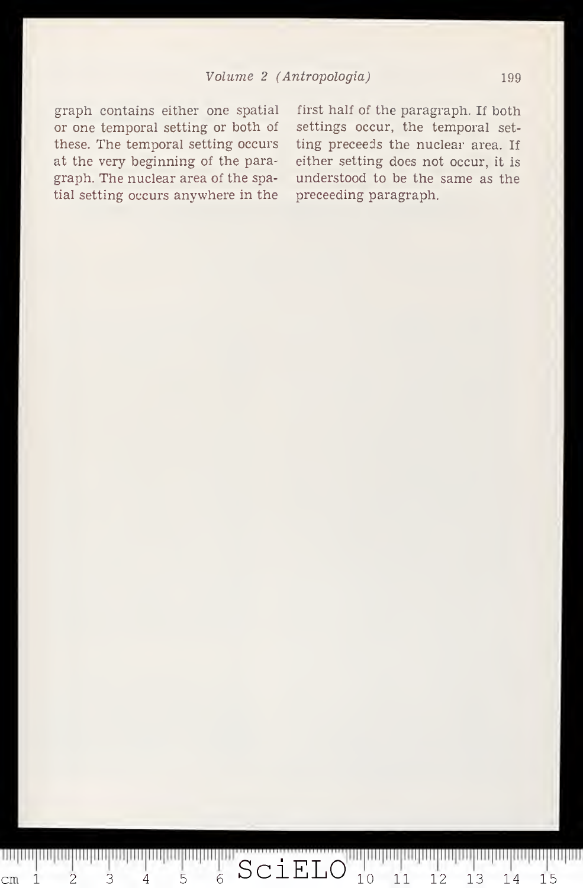graph contains either one spatial or one temporal setting or both of these. The temporal setting occurs at the very beginning of the paragraph. The nuclear area of the spatial setting occurs anywhere in the first half of the paragraph. If both settings occur, the temporal setting preceeds the nuclear area. If either setting does not occur, it is understood to be the same as the preceeding paragraph.